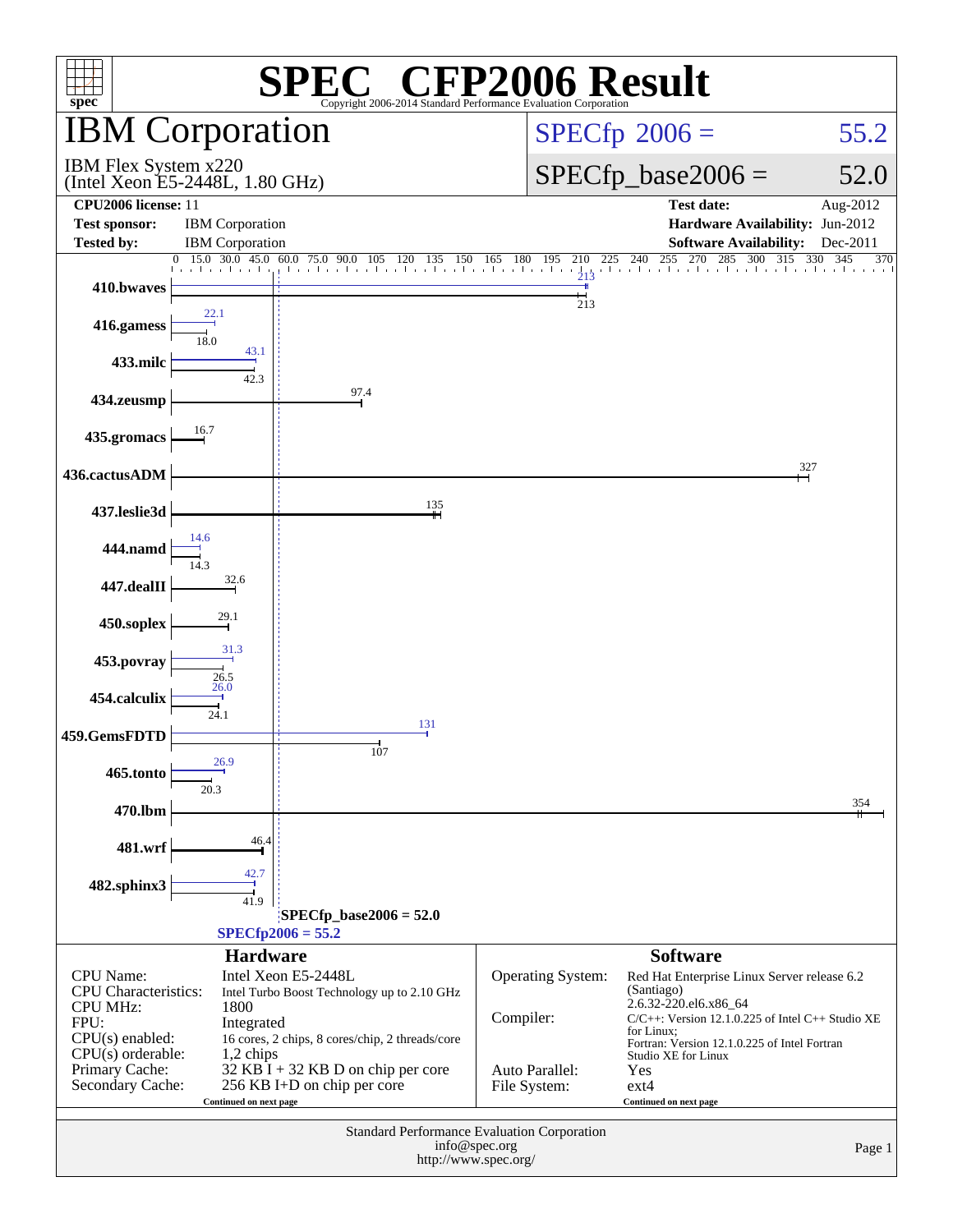# SPEC® CFP2006 Result

Copyright 2006-2014 Standard Performance Evaluation Corporation

## IBM Corporation

IBM Flex System x220
(Intel Xeon E5-2448L, 1.80 GHz)

SPECfp 2006 = 55.2

SPECfp_base2006 = 52.0

| | | | |
|---|---|---|---|
| **CPU2006 license:** 11 | | **Test date:** | Aug-2012 |
| **Test sponsor:** | IBM Corporation | **Hardware Availability:** | Jun-2012 |
| **Tested by:** | IBM Corporation | **Software Availability:** | Dec-2011 |

| Benchmark | Peak | Base |
|---|---|---|
| 410.bwaves | 213 | 213 |
| 416.gamess | 22.1 | 18.0 |
| 433.milc | 43.1 | 42.3 |
| 434.zeusmp | 97.4 | 97.4 |
| 435.gromacs | 16.7 | 16.7 |
| 436.cactusADM | 327 | 327 |
| 437.leslie3d | 135 | 135 |
| 444.namd | 14.6 | 14.3 |
| 447.dealII | 32.6 | 32.6 |
| 450.soplex | 29.1 | 29.1 |
| 453.povray | 31.3 | 26.5 |
| 454.calculix | 26.0 | 24.1 |
| 459.GemsFDTD | 131 | 107 |
| 465.tonto | 26.9 | 20.3 |
| 470.lbm | 354 | 354 |
| 481.wrf | 46.4 | 46.4 |
| 482.sphinx3 | 42.7 | 41.9 |

SPECfp_base2006 = 52.0

SPECfp2006 = 55.2

### Hardware

| | |
|---|---|
| CPU Name: | Intel Xeon E5-2448L |
| CPU Characteristics: | Intel Turbo Boost Technology up to 2.10 GHz |
| CPU MHz: | 1800 |
| FPU: | Integrated |
| CPU(s) enabled: | 16 cores, 2 chips, 8 cores/chip, 2 threads/core |
| CPU(s) orderable: | 1,2 chips |
| Primary Cache: | 32 KB I + 32 KB D on chip per core |
| Secondary Cache: | 256 KB I+D on chip per core |

Continued on next page

### Software

| | |
|---|---|
| Operating System: | Red Hat Enterprise Linux Server release 6.2 (Santiago) 2.6.32-220.el6.x86_64 |
| Compiler: | C/C++: Version 12.1.0.225 of Intel C++ Studio XE for Linux; Fortran: Version 12.1.0.225 of Intel Fortran Studio XE for Linux |
| Auto Parallel: | Yes |
| File System: | ext4 |

Continued on next page

Standard Performance Evaluation Corporation
info@spec.org
http://www.spec.org/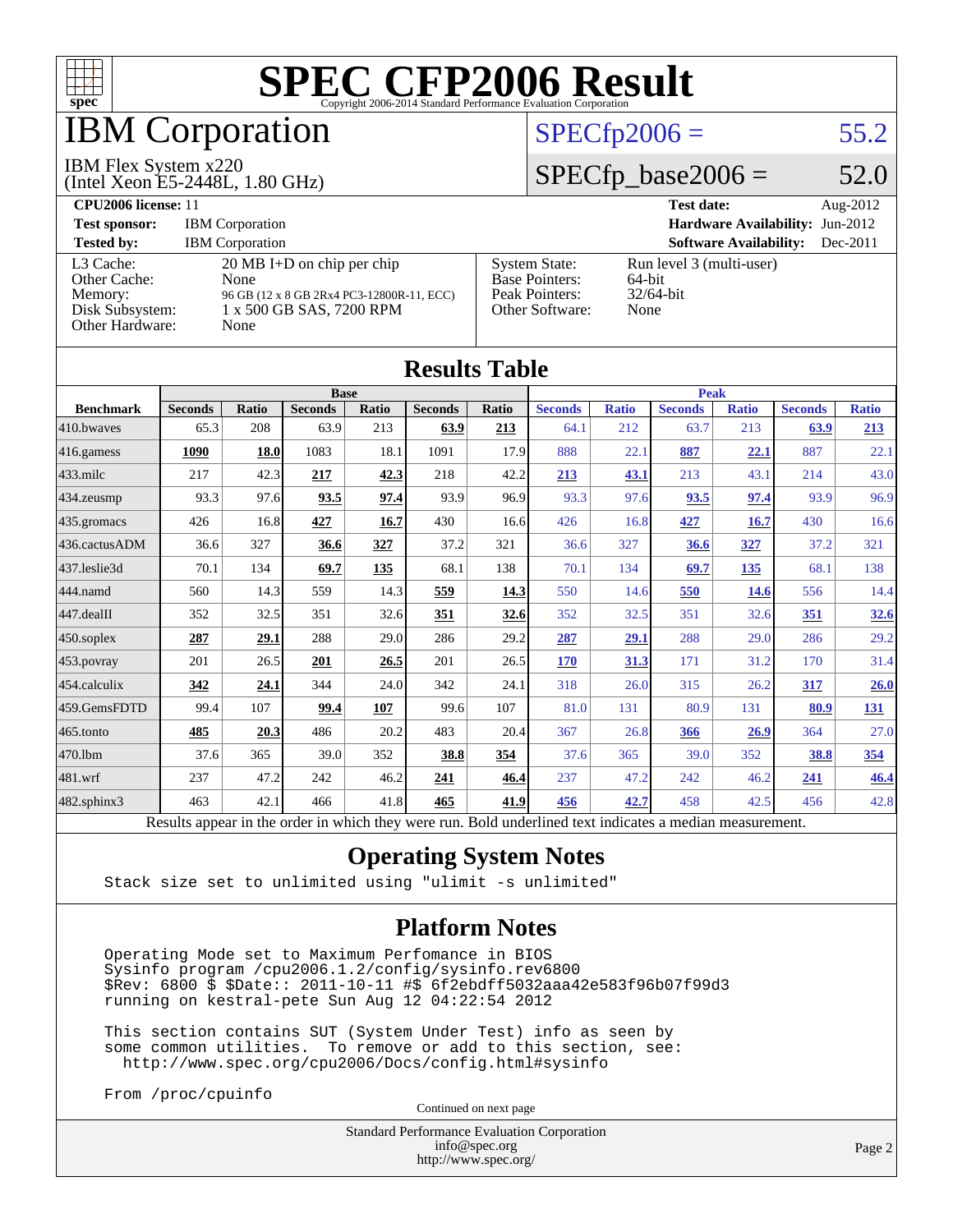# SPEC CFP2006 Result

Copyright 2006-2014 Standard Performance Evaluation Corporation

## IBM Corporation

IBM Flex System x220
(Intel Xeon E5-2448L, 1.80 GHz)

SPECfp2006 = 55.2

SPECfp_base2006 = 52.0

| | | | |
|---|---|---|---|
| **CPU2006 license:** 11 | | **Test date:** | Aug-2012 |
| **Test sponsor:** | IBM Corporation | **Hardware Availability:** | Jun-2012 |
| **Tested by:** | IBM Corporation | **Software Availability:** | Dec-2011 |

| | | | |
|---|---|---|---|
| L3 Cache: | 20 MB I+D on chip per chip | System State: | Run level 3 (multi-user) |
| Other Cache: | None | Base Pointers: | 64-bit |
| Memory: | 96 GB (12 x 8 GB 2Rx4 PC3-12800R-11, ECC) | Peak Pointers: | 32/64-bit |
| Disk Subsystem: | 1 x 500 GB SAS, 7200 RPM | Other Software: | None |
| Other Hardware: | None | | |

## Results Table

| | Base | | | | | | Peak | | | | | |
|---|---|---|---|---|---|---|---|---|---|---|---|---|
| **Benchmark** | **Seconds** | **Ratio** | **Seconds** | **Ratio** | **Seconds** | **Ratio** | **Seconds** | **Ratio** | **Seconds** | **Ratio** | **Seconds** | **Ratio** |
| 410.bwaves | 65.3 | 208 | 63.9 | 213 | **63.9** | **213** | 64.1 | 212 | 63.7 | 213 | **63.9** | **213** |
| 416.gamess | **1090** | **18.0** | 1083 | 18.1 | 1091 | 17.9 | 888 | 22.1 | **887** | **22.1** | 887 | 22.1 |
| 433.milc | 217 | 42.3 | **217** | **42.3** | 218 | 42.2 | **213** | **43.1** | 213 | 43.1 | 214 | 43.0 |
| 434.zeusmp | 93.3 | 97.6 | **93.5** | **97.4** | 93.9 | 96.9 | 93.3 | 97.6 | **93.5** | **97.4** | 93.9 | 96.9 |
| 435.gromacs | 426 | 16.8 | **427** | **16.7** | 430 | 16.6 | 426 | 16.8 | **427** | **16.7** | 430 | 16.6 |
| 436.cactusADM | 36.6 | 327 | **36.6** | **327** | 37.2 | 321 | 36.6 | 327 | **36.6** | **327** | 37.2 | 321 |
| 437.leslie3d | 70.1 | 134 | **69.7** | **135** | 68.1 | 138 | 70.1 | 134 | **69.7** | **135** | 68.1 | 138 |
| 444.namd | 560 | 14.3 | 559 | 14.3 | **559** | **14.3** | 550 | 14.6 | **550** | **14.6** | 556 | 14.4 |
| 447.dealII | 352 | 32.5 | 351 | 32.6 | **351** | **32.6** | 352 | 32.5 | 351 | 32.6 | **351** | **32.6** |
| 450.soplex | **287** | **29.1** | 288 | 29.0 | 286 | 29.2 | **287** | **29.1** | 288 | 29.0 | 286 | 29.2 |
| 453.povray | 201 | 26.5 | **201** | **26.5** | 201 | 26.5 | **170** | **31.3** | 171 | 31.2 | 170 | 31.4 |
| 454.calculix | **342** | **24.1** | 344 | 24.0 | 342 | 24.1 | 318 | 26.0 | 315 | 26.2 | **317** | **26.0** |
| 459.GemsFDTD | 99.4 | 107 | **99.4** | **107** | 99.6 | 107 | 81.0 | 131 | 80.9 | 131 | **80.9** | **131** |
| 465.tonto | **485** | **20.3** | 486 | 20.2 | 483 | 20.4 | 367 | 26.8 | **366** | **26.9** | 364 | 27.0 |
| 470.lbm | 37.6 | 365 | 39.0 | 352 | **38.8** | **354** | 37.6 | 365 | 39.0 | 352 | **38.8** | **354** |
| 481.wrf | 237 | 47.2 | 242 | 46.2 | **241** | **46.4** | 237 | 47.2 | 242 | 46.2 | **241** | **46.4** |
| 482.sphinx3 | 463 | 42.1 | 466 | 41.8 | **465** | **41.9** | **456** | **42.7** | 458 | 42.5 | 456 | 42.8 |

Results appear in the order in which they were run. Bold underlined text indicates a median measurement.

## Operating System Notes

```
Stack size set to unlimited using "ulimit -s unlimited"
```

## Platform Notes

```
Operating Mode set to Maximum Perfomance in BIOS
Sysinfo program /cpu2006.1.2/config/sysinfo.rev6800
$Rev: 6800 $ $Date:: 2011-10-11 #$ 6f2ebdff5032aaa42e583f96b07f99d3
running on kestral-pete Sun Aug 12 04:22:54 2012

This section contains SUT (System Under Test) info as seen by
some common utilities.  To remove or add to this section, see:
  http://www.spec.org/cpu2006/Docs/config.html#sysinfo

From /proc/cpuinfo
```

Continued on next page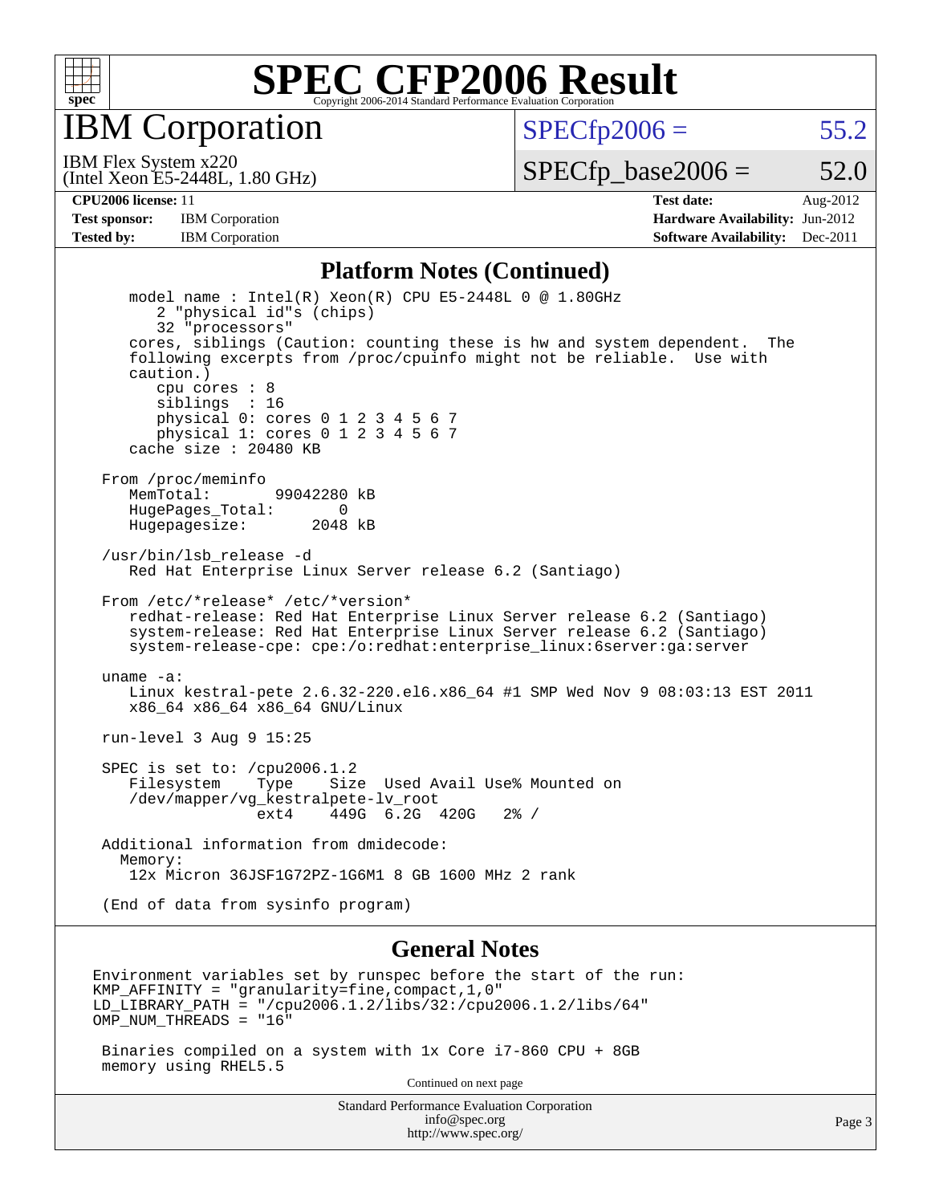# SPEC CFP2006 Result

Copyright 2006-2014 Standard Performance Evaluation Corporation

## IBM Corporation

IBM Flex System x220
(Intel Xeon E5-2448L, 1.80 GHz)

SPECfp2006 = 55.2

SPECfp_base2006 = 52.0

**CPU2006 license:** 11
**Test sponsor:** IBM Corporation
**Tested by:** IBM Corporation

**Test date:** Aug-2012
**Hardware Availability:** Jun-2012
**Software Availability:** Dec-2011

### Platform Notes (Continued)

```
    model name : Intel(R) Xeon(R) CPU E5-2448L 0 @ 1.80GHz
       2 "physical id"s (chips)
       32 "processors"
    cores, siblings (Caution: counting these is hw and system dependent.  The
    following excerpts from /proc/cpuinfo might not be reliable.  Use with
    caution.)
       cpu cores : 8
       siblings  : 16
       physical 0: cores 0 1 2 3 4 5 6 7
       physical 1: cores 0 1 2 3 4 5 6 7
    cache size : 20480 KB

 From /proc/meminfo
    MemTotal:       99042280 kB
    HugePages_Total:       0
    Hugepagesize:       2048 kB

 /usr/bin/lsb_release -d
    Red Hat Enterprise Linux Server release 6.2 (Santiago)

 From /etc/*release* /etc/*version*
    redhat-release: Red Hat Enterprise Linux Server release 6.2 (Santiago)
    system-release: Red Hat Enterprise Linux Server release 6.2 (Santiago)
    system-release-cpe: cpe:/o:redhat:enterprise_linux:6server:ga:server

 uname -a:
    Linux kestral-pete 2.6.32-220.el6.x86_64 #1 SMP Wed Nov 9 08:03:13 EST 2011
    x86_64 x86_64 x86_64 GNU/Linux

 run-level 3 Aug 9 15:25

 SPEC is set to: /cpu2006.1.2
    Filesystem    Type    Size  Used Avail Use% Mounted on
    /dev/mapper/vg_kestralpete-lv_root
                  ext4    449G  6.2G  420G   2% /

 Additional information from dmidecode:
   Memory:
    12x Micron 36JSF1G72PZ-1G6M1 8 GB 1600 MHz 2 rank

 (End of data from sysinfo program)
```

### General Notes

```
Environment variables set by runspec before the start of the run:
KMP_AFFINITY = "granularity=fine,compact,1,0"
LD_LIBRARY_PATH = "/cpu2006.1.2/libs/32:/cpu2006.1.2/libs/64"
OMP_NUM_THREADS = "16"

 Binaries compiled on a system with 1x Core i7-860 CPU + 8GB
 memory using RHEL5.5
```

Continued on next page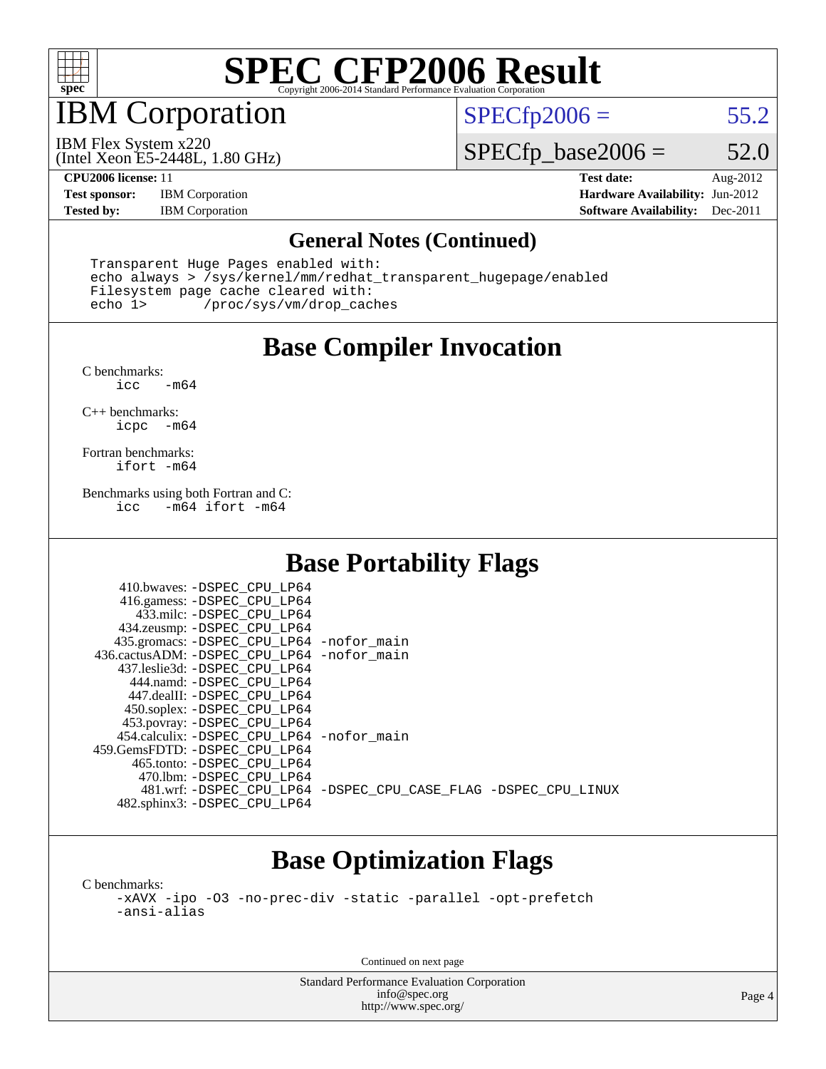# SPEC CFP2006 Result

Copyright 2006-2014 Standard Performance Evaluation Corporation

## IBM Corporation

IBM Flex System x220
(Intel Xeon E5-2448L, 1.80 GHz)

SPECfp2006 = 55.2

SPECfp_base2006 = 52.0

| | | | |
|---|---|---|---|
| **CPU2006 license:** 11 | | **Test date:** | Aug-2012 |
| **Test sponsor:** | IBM Corporation | **Hardware Availability:** | Jun-2012 |
| **Tested by:** | IBM Corporation | **Software Availability:** | Dec-2011 |

## General Notes (Continued)

```
Transparent Huge Pages enabled with:
echo always > /sys/kernel/mm/redhat_transparent_hugepage/enabled
Filesystem page cache cleared with:
echo 1>       /proc/sys/vm/drop_caches
```

## Base Compiler Invocation

C benchmarks:
```
icc   -m64
```

C++ benchmarks:
```
icpc  -m64
```

Fortran benchmarks:
```
ifort -m64
```

Benchmarks using both Fortran and C:
```
icc   -m64 ifort -m64
```

## Base Portability Flags

```
   410.bwaves: -DSPEC_CPU_LP64
   416.gamess: -DSPEC_CPU_LP64
     433.milc: -DSPEC_CPU_LP64
   434.zeusmp: -DSPEC_CPU_LP64
  435.gromacs: -DSPEC_CPU_LP64 -nofor_main
436.cactusADM: -DSPEC_CPU_LP64 -nofor_main
  437.leslie3d: -DSPEC_CPU_LP64
     444.namd: -DSPEC_CPU_LP64
   447.dealII: -DSPEC_CPU_LP64
   450.soplex: -DSPEC_CPU_LP64
   453.povray: -DSPEC_CPU_LP64
 454.calculix: -DSPEC_CPU_LP64 -nofor_main
459.GemsFDTD: -DSPEC_CPU_LP64
    465.tonto: -DSPEC_CPU_LP64
      470.lbm: -DSPEC_CPU_LP64
      481.wrf: -DSPEC_CPU_LP64 -DSPEC_CPU_CASE_FLAG -DSPEC_CPU_LINUX
  482.sphinx3: -DSPEC_CPU_LP64
```

## Base Optimization Flags

C benchmarks:
```
-xAVX -ipo -O3 -no-prec-div -static -parallel -opt-prefetch
-ansi-alias
```

Continued on next page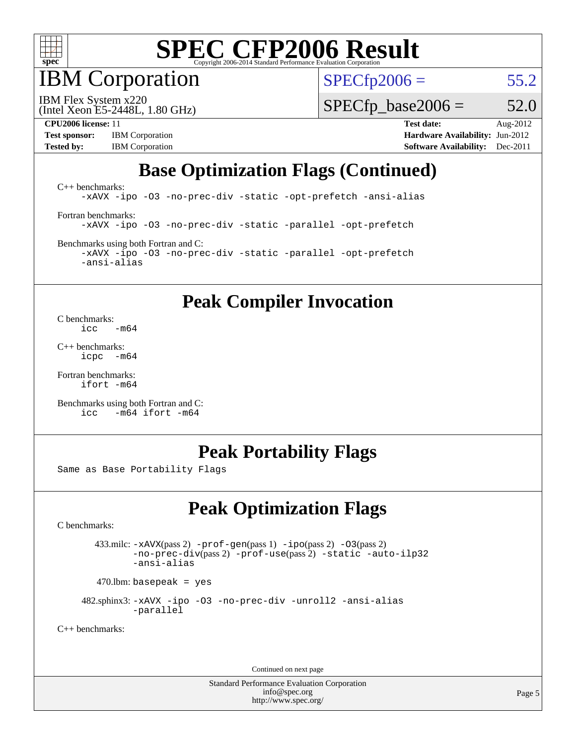# SPEC CFP2006 Result

Copyright 2006-2014 Standard Performance Evaluation Corporation

## IBM Corporation

IBM Flex System x220
(Intel Xeon E5-2448L, 1.80 GHz)

SPECfp2006 = 55.2

SPECfp_base2006 = 52.0

**CPU2006 license:** 11
**Test sponsor:** IBM Corporation
**Tested by:** IBM Corporation

**Test date:** Aug-2012
**Hardware Availability:** Jun-2012
**Software Availability:** Dec-2011

## Base Optimization Flags (Continued)

C++ benchmarks:

```
-xAVX -ipo -O3 -no-prec-div -static -opt-prefetch -ansi-alias
```

Fortran benchmarks:

```
-xAVX -ipo -O3 -no-prec-div -static -parallel -opt-prefetch
```

Benchmarks using both Fortran and C:

```
-xAVX -ipo -O3 -no-prec-div -static -parallel -opt-prefetch
-ansi-alias
```

## Peak Compiler Invocation

C benchmarks:

```
icc   -m64
```

C++ benchmarks:

```
icpc  -m64
```

Fortran benchmarks:

```
ifort -m64
```

Benchmarks using both Fortran and C:

```
icc   -m64 ifort -m64
```

## Peak Portability Flags

Same as Base Portability Flags

## Peak Optimization Flags

C benchmarks:

433.milc: -xAVX(pass 2) -prof-gen(pass 1) -ipo(pass 2) -O3(pass 2) -no-prec-div(pass 2) -prof-use(pass 2) -static -auto-ilp32 -ansi-alias

470.lbm: basepeak = yes

482.sphinx3: -xAVX -ipo -O3 -no-prec-div -unroll2 -ansi-alias -parallel

C++ benchmarks:

Continued on next page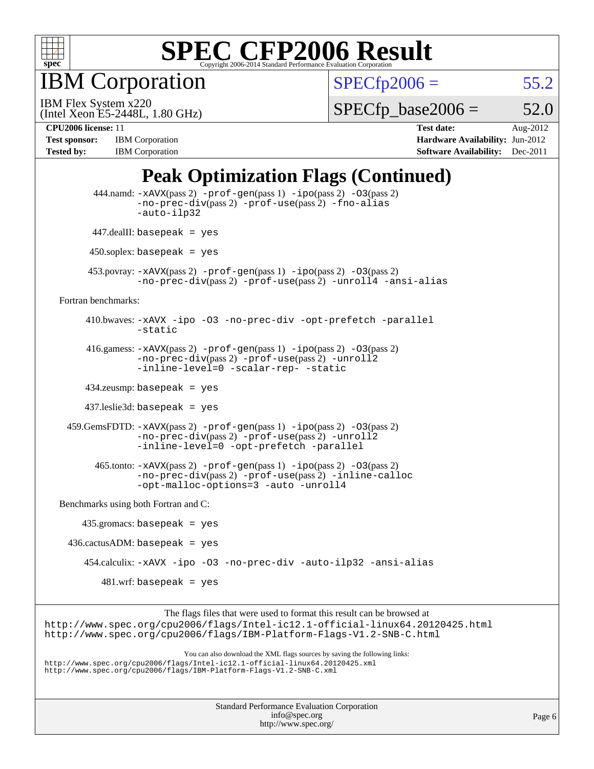# SPEC CFP2006 Result

Copyright 2006-2014 Standard Performance Evaluation Corporation

## IBM Corporation

IBM Flex System x220
(Intel Xeon E5-2448L, 1.80 GHz)

SPECfp2006 = 55.2

SPECfp_base2006 = 52.0

**CPU2006 license:** 11
**Test sponsor:** IBM Corporation
**Tested by:** IBM Corporation

**Test date:** Aug-2012
**Hardware Availability:** Jun-2012
**Software Availability:** Dec-2011

## Peak Optimization Flags (Continued)

444.namd: `-xAVX`(pass 2) `-prof-gen`(pass 1) `-ipo`(pass 2) `-O3`(pass 2) `-no-prec-div`(pass 2) `-prof-use`(pass 2) `-fno-alias` `-auto-ilp32`

447.dealII: `basepeak = yes`

450.soplex: `basepeak = yes`

453.povray: `-xAVX`(pass 2) `-prof-gen`(pass 1) `-ipo`(pass 2) `-O3`(pass 2) `-no-prec-div`(pass 2) `-prof-use`(pass 2) `-unroll4` `-ansi-alias`

Fortran benchmarks:

410.bwaves: `-xAVX -ipo -O3 -no-prec-div -opt-prefetch -parallel -static`

416.gamess: `-xAVX`(pass 2) `-prof-gen`(pass 1) `-ipo`(pass 2) `-O3`(pass 2) `-no-prec-div`(pass 2) `-prof-use`(pass 2) `-unroll2` `-inline-level=0 -scalar-rep- -static`

434.zeusmp: `basepeak = yes`

437.leslie3d: `basepeak = yes`

459.GemsFDTD: `-xAVX`(pass 2) `-prof-gen`(pass 1) `-ipo`(pass 2) `-O3`(pass 2) `-no-prec-div`(pass 2) `-prof-use`(pass 2) `-unroll2` `-inline-level=0 -opt-prefetch -parallel`

465.tonto: `-xAVX`(pass 2) `-prof-gen`(pass 1) `-ipo`(pass 2) `-O3`(pass 2) `-no-prec-div`(pass 2) `-prof-use`(pass 2) `-inline-calloc` `-opt-malloc-options=3 -auto -unroll4`

Benchmarks using both Fortran and C:

435.gromacs: `basepeak = yes`

436.cactusADM: `basepeak = yes`

454.calculix: `-xAVX -ipo -O3 -no-prec-div -auto-ilp32 -ansi-alias`

481.wrf: `basepeak = yes`

The flags files that were used to format this result can be browsed at
http://www.spec.org/cpu2006/flags/Intel-ic12.1-official-linux64.20120425.html
http://www.spec.org/cpu2006/flags/IBM-Platform-Flags-V1.2-SNB-C.html

You can also download the XML flags sources by saving the following links:
http://www.spec.org/cpu2006/flags/Intel-ic12.1-official-linux64.20120425.xml
http://www.spec.org/cpu2006/flags/IBM-Platform-Flags-V1.2-SNB-C.xml

Standard Performance Evaluation Corporation
info@spec.org
http://www.spec.org/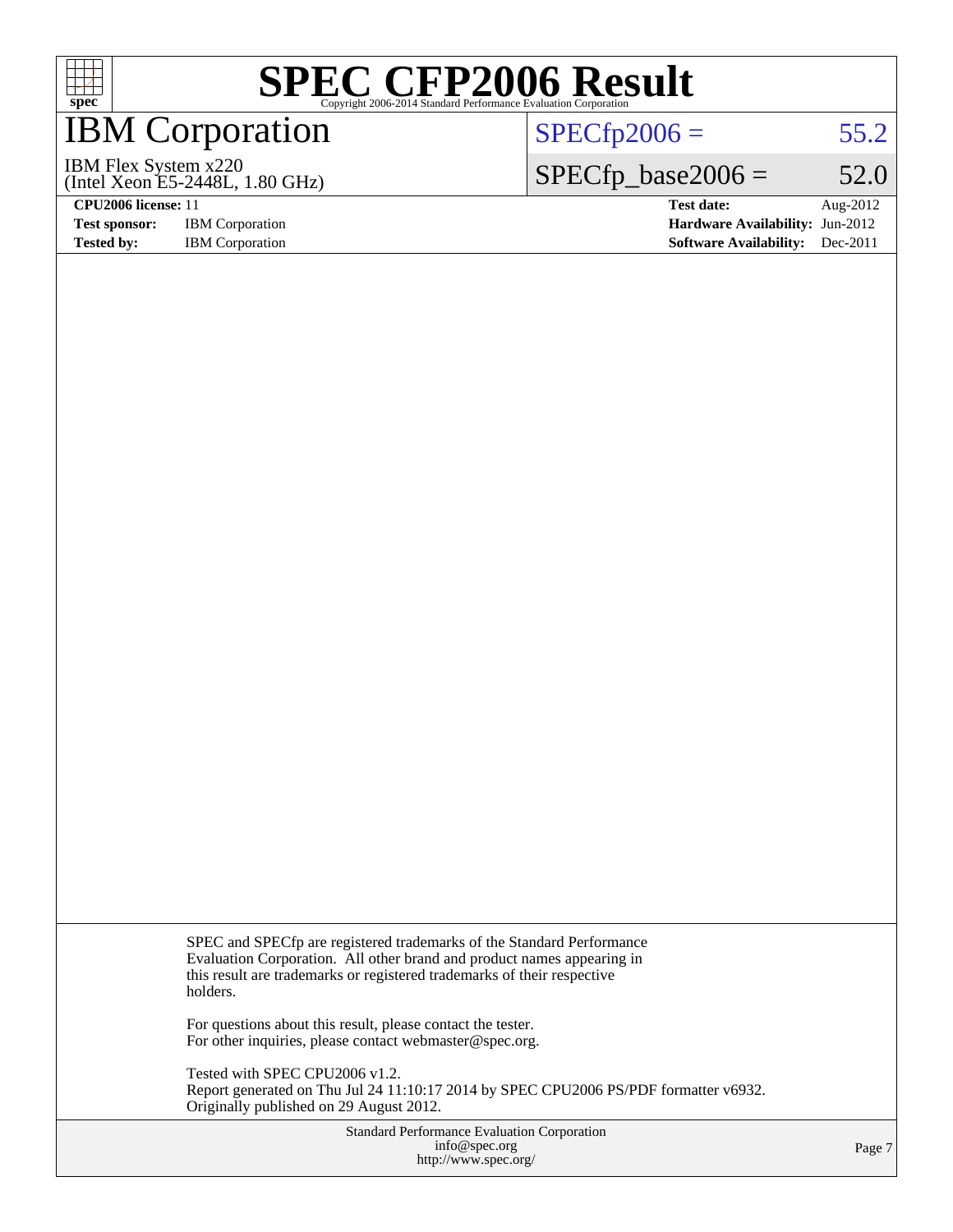SPEC and SPECfp are registered trademarks of the Standard Performance Evaluation Corporation. All other brand and product names appearing in this result are trademarks or registered trademarks of their respective holders.

For questions about this result, please contact the tester.
For other inquiries, please contact webmaster@spec.org.

Tested with SPEC CPU2006 v1.2.
Report generated on Thu Jul 24 11:10:17 2014 by SPEC CPU2006 PS/PDF formatter v6932.
Originally published on 29 August 2012.